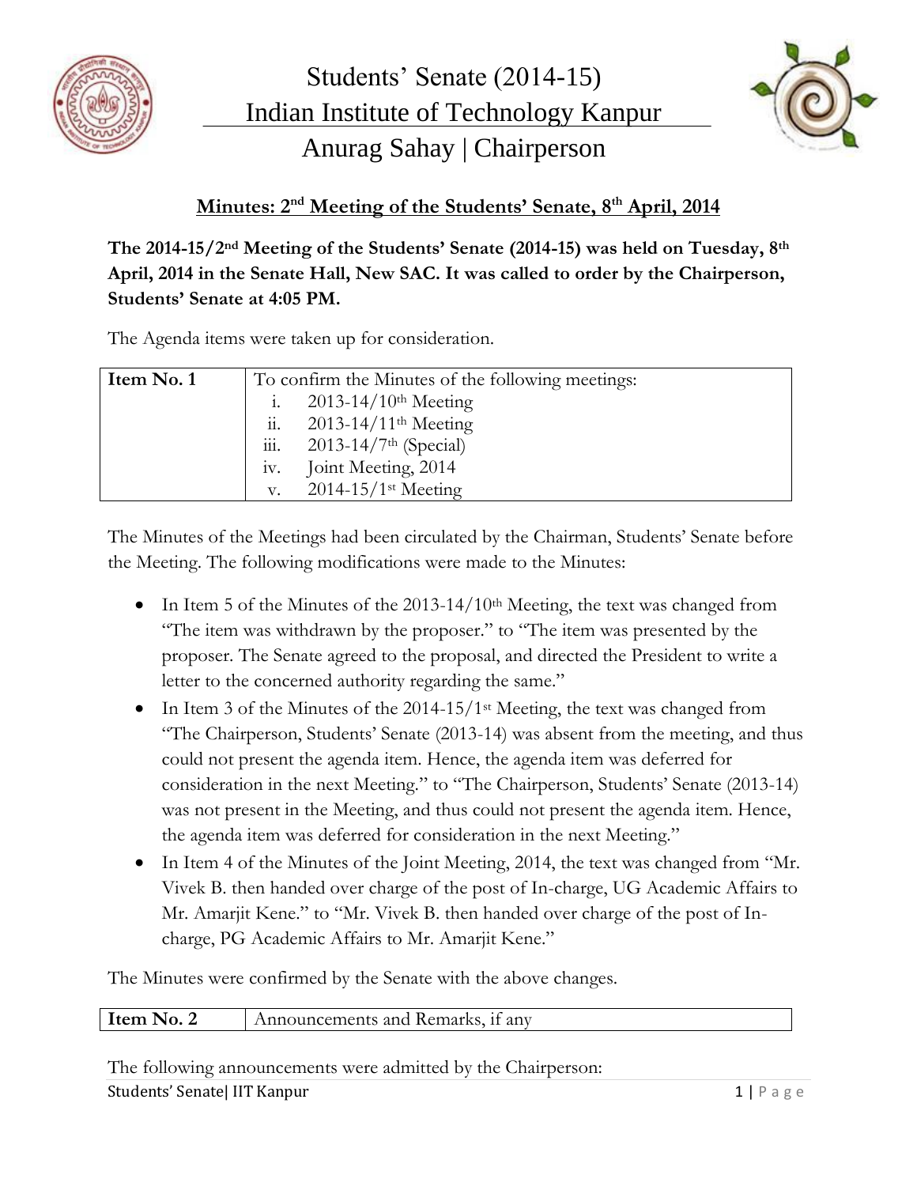# Students' Senate (2014-15)
## Indian Institute of Technology Kanpur
## Anurag Sahay | Chairperson

**Minutes: 2nd Meeting of the Students' Senate, 8th April, 2014**

**The 2014-15/2nd Meeting of the Students' Senate (2014-15) was held on Tuesday, 8th April, 2014 in the Senate Hall, New SAC. It was called to order by the Chairperson, Students' Senate at 4:05 PM.**

The Agenda items were taken up for consideration.

| **Item No. 1** | To confirm the Minutes of the following meetings:<br>i. 2013-14/10th Meeting<br>ii. 2013-14/11th Meeting<br>iii. 2013-14/7th (Special)<br>iv. Joint Meeting, 2014<br>v. 2014-15/1st Meeting |
|---|---|

The Minutes of the Meetings had been circulated by the Chairman, Students' Senate before the Meeting. The following modifications were made to the Minutes:

- In Item 5 of the Minutes of the 2013-14/10th Meeting, the text was changed from "The item was withdrawn by the proposer." to "The item was presented by the proposer. The Senate agreed to the proposal, and directed the President to write a letter to the concerned authority regarding the same."
- In Item 3 of the Minutes of the 2014-15/1st Meeting, the text was changed from "The Chairperson, Students' Senate (2013-14) was absent from the meeting, and thus could not present the agenda item. Hence, the agenda item was deferred for consideration in the next Meeting." to "The Chairperson, Students' Senate (2013-14) was not present in the Meeting, and thus could not present the agenda item. Hence, the agenda item was deferred for consideration in the next Meeting."
- In Item 4 of the Minutes of the Joint Meeting, 2014, the text was changed from "Mr. Vivek B. then handed over charge of the post of In-charge, UG Academic Affairs to Mr. Amarjit Kene." to "Mr. Vivek B. then handed over charge of the post of In-charge, PG Academic Affairs to Mr. Amarjit Kene."

The Minutes were confirmed by the Senate with the above changes.

| **Item No. 2** | Announcements and Remarks, if any |
|---|---|

The following announcements were admitted by the Chairperson: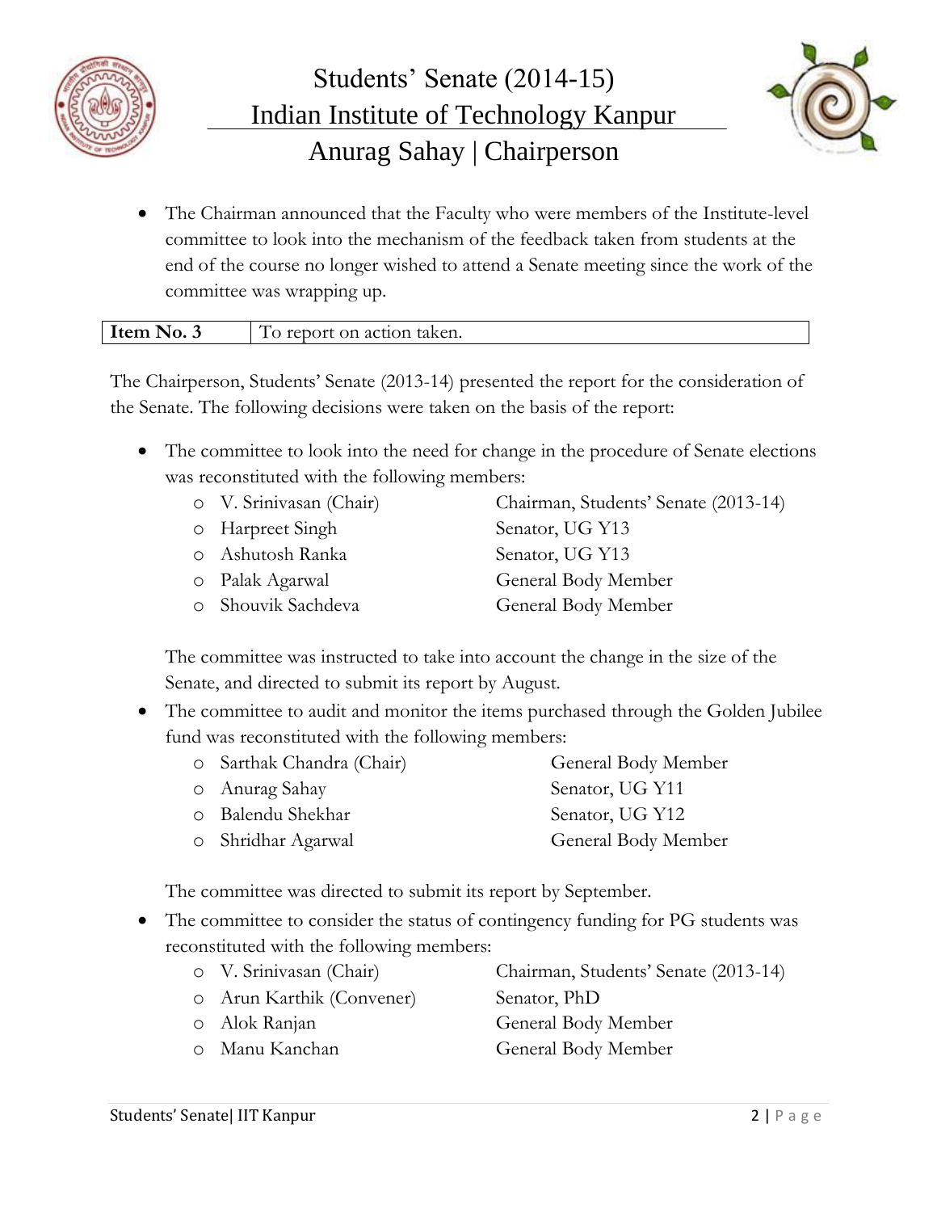- The Chairman announced that the Faculty who were members of the Institute-level committee to look into the mechanism of the feedback taken from students at the end of the course no longer wished to attend a Senate meeting since the work of the committee was wrapping up.

| **Item No. 3** | To report on action taken. |
|---|---|

The Chairperson, Students' Senate (2013-14) presented the report for the consideration of the Senate. The following decisions were taken on the basis of the report:

- The committee to look into the need for change in the procedure of Senate elections was reconstituted with the following members:
  - V. Srinivasan (Chair) — Chairman, Students' Senate (2013-14)
  - Harpreet Singh — Senator, UG Y13
  - Ashutosh Ranka — Senator, UG Y13
  - Palak Agarwal — General Body Member
  - Shouvik Sachdeva — General Body Member

  The committee was instructed to take into account the change in the size of the Senate, and directed to submit its report by August.

- The committee to audit and monitor the items purchased through the Golden Jubilee fund was reconstituted with the following members:
  - Sarthak Chandra (Chair) — General Body Member
  - Anurag Sahay — Senator, UG Y11
  - Balendu Shekhar — Senator, UG Y12
  - Shridhar Agarwal — General Body Member

  The committee was directed to submit its report by September.

- The committee to consider the status of contingency funding for PG students was reconstituted with the following members:
  - V. Srinivasan (Chair) — Chairman, Students' Senate (2013-14)
  - Arun Karthik (Convener) — Senator, PhD
  - Alok Ranjan — General Body Member
  - Manu Kanchan — General Body Member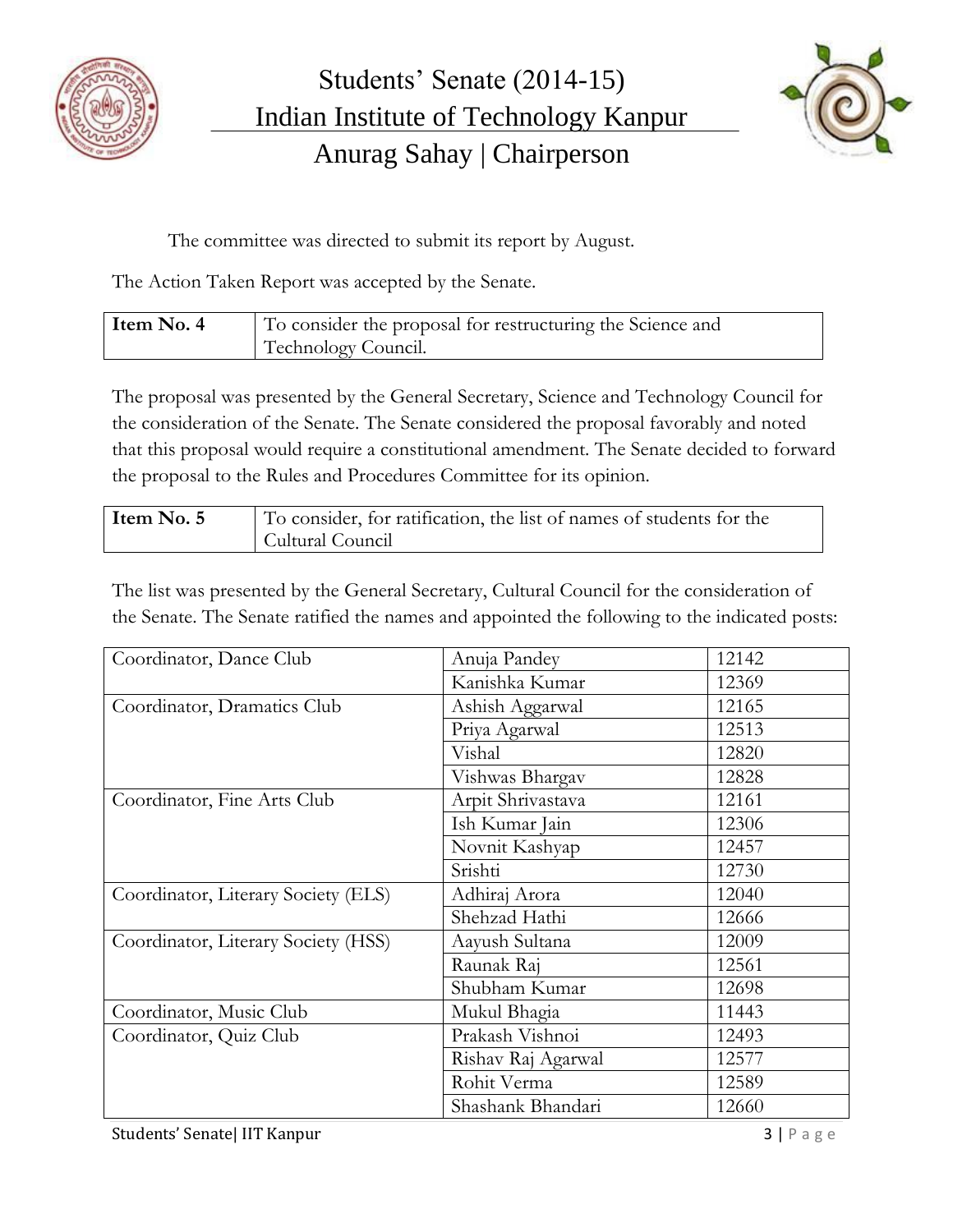The committee was directed to submit its report by August.

The Action Taken Report was accepted by the Senate.

| **Item No. 4** | To consider the proposal for restructuring the Science and Technology Council. |
|---|---|

The proposal was presented by the General Secretary, Science and Technology Council for the consideration of the Senate. The Senate considered the proposal favorably and noted that this proposal would require a constitutional amendment. The Senate decided to forward the proposal to the Rules and Procedures Committee for its opinion.

| **Item No. 5** | To consider, for ratification, the list of names of students for the Cultural Council |
|---|---|

The list was presented by the General Secretary, Cultural Council for the consideration of the Senate. The Senate ratified the names and appointed the following to the indicated posts:

| Post | Name | Roll No. |
|---|---|---|
| Coordinator, Dance Club | Anuja Pandey | 12142 |
| | Kanishka Kumar | 12369 |
| Coordinator, Dramatics Club | Ashish Aggarwal | 12165 |
| | Priya Agarwal | 12513 |
| | Vishal | 12820 |
| | Vishwas Bhargav | 12828 |
| Coordinator, Fine Arts Club | Arpit Shrivastava | 12161 |
| | Ish Kumar Jain | 12306 |
| | Novnit Kashyap | 12457 |
| | Srishti | 12730 |
| Coordinator, Literary Society (ELS) | Adhiraj Arora | 12040 |
| | Shehzad Hathi | 12666 |
| Coordinator, Literary Society (HSS) | Aayush Sultana | 12009 |
| | Raunak Raj | 12561 |
| | Shubham Kumar | 12698 |
| Coordinator, Music Club | Mukul Bhagia | 11443 |
| Coordinator, Quiz Club | Prakash Vishnoi | 12493 |
| | Rishav Raj Agarwal | 12577 |
| | Rohit Verma | 12589 |
| | Shashank Bhandari | 12660 |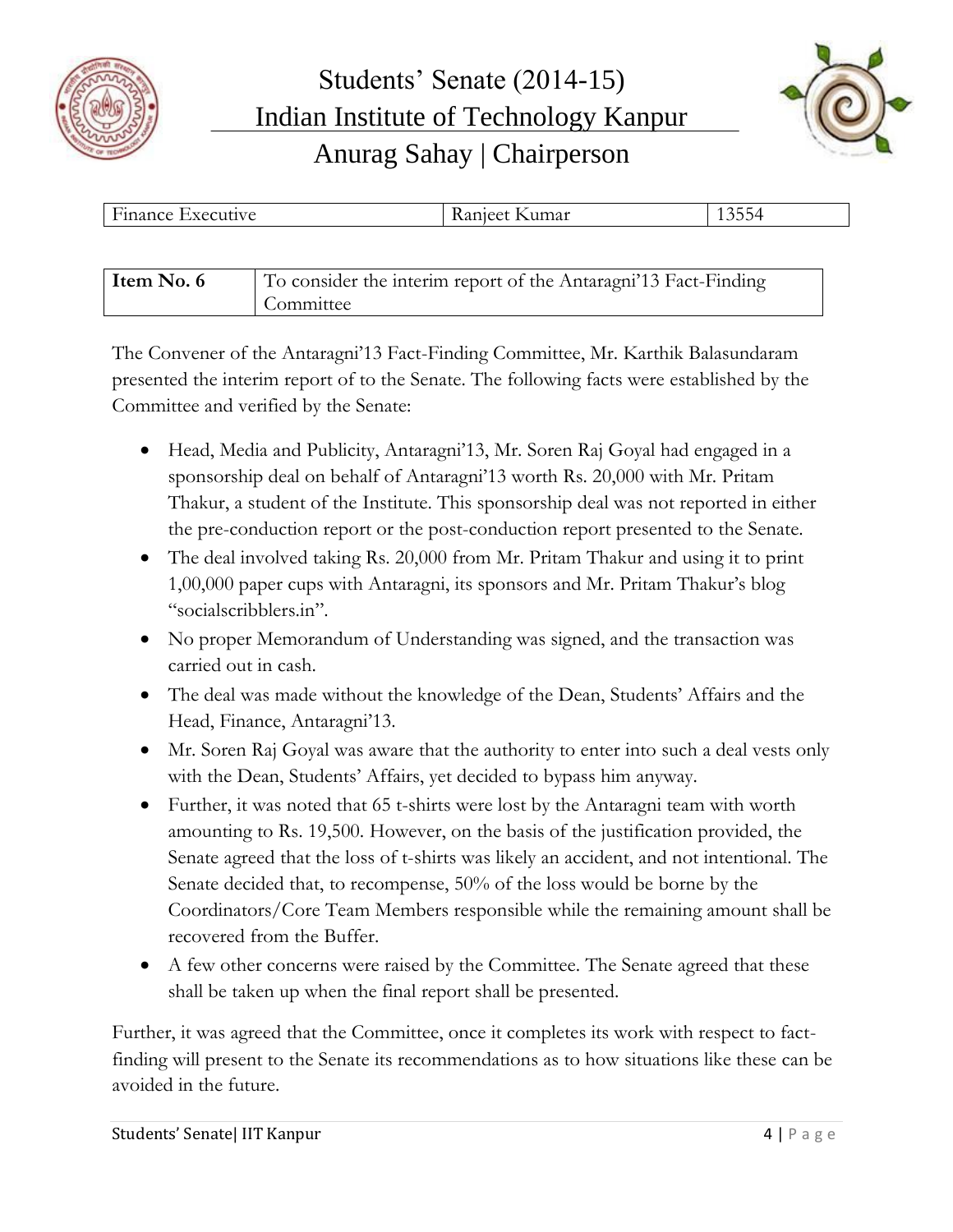| Finance Executive | Ranjeet Kumar | 13554 |
|---|---|---|

| **Item No. 6** | To consider the interim report of the Antaragni'13 Fact-Finding Committee |
|---|---|

The Convener of the Antaragni'13 Fact-Finding Committee, Mr. Karthik Balasundaram presented the interim report of to the Senate. The following facts were established by the Committee and verified by the Senate:

- Head, Media and Publicity, Antaragni'13, Mr. Soren Raj Goyal had engaged in a sponsorship deal on behalf of Antaragni'13 worth Rs. 20,000 with Mr. Pritam Thakur, a student of the Institute. This sponsorship deal was not reported in either the pre-conduction report or the post-conduction report presented to the Senate.
- The deal involved taking Rs. 20,000 from Mr. Pritam Thakur and using it to print 1,00,000 paper cups with Antaragni, its sponsors and Mr. Pritam Thakur's blog "socialscribblers.in".
- No proper Memorandum of Understanding was signed, and the transaction was carried out in cash.
- The deal was made without the knowledge of the Dean, Students' Affairs and the Head, Finance, Antaragni'13.
- Mr. Soren Raj Goyal was aware that the authority to enter into such a deal vests only with the Dean, Students' Affairs, yet decided to bypass him anyway.
- Further, it was noted that 65 t-shirts were lost by the Antaragni team with worth amounting to Rs. 19,500. However, on the basis of the justification provided, the Senate agreed that the loss of t-shirts was likely an accident, and not intentional. The Senate decided that, to recompense, 50% of the loss would be borne by the Coordinators/Core Team Members responsible while the remaining amount shall be recovered from the Buffer.
- A few other concerns were raised by the Committee. The Senate agreed that these shall be taken up when the final report shall be presented.

Further, it was agreed that the Committee, once it completes its work with respect to fact-finding will present to the Senate its recommendations as to how situations like these can be avoided in the future.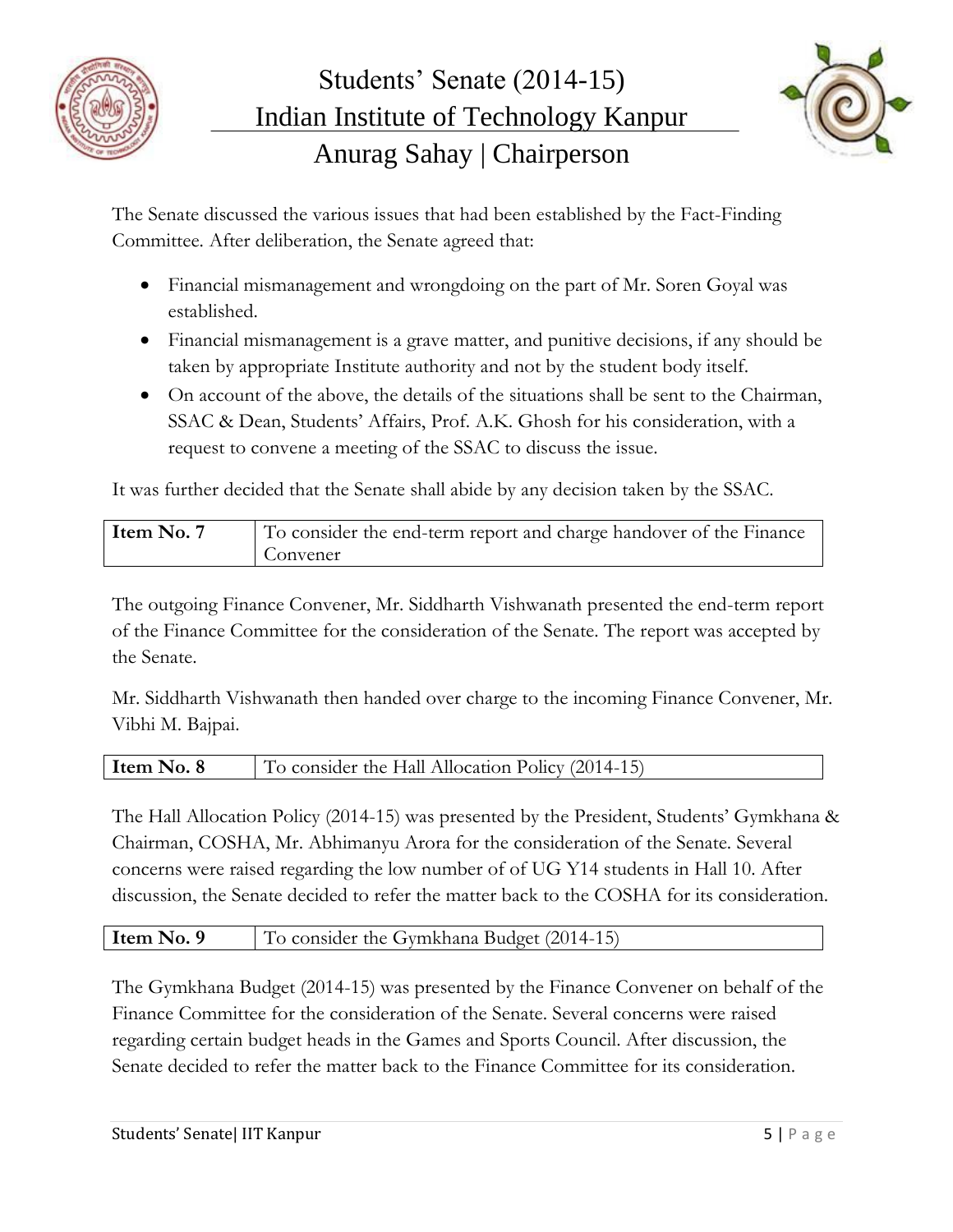The Senate discussed the various issues that had been established by the Fact-Finding Committee. After deliberation, the Senate agreed that:

- Financial mismanagement and wrongdoing on the part of Mr. Soren Goyal was established.
- Financial mismanagement is a grave matter, and punitive decisions, if any should be taken by appropriate Institute authority and not by the student body itself.
- On account of the above, the details of the situations shall be sent to the Chairman, SSAC & Dean, Students' Affairs, Prof. A.K. Ghosh for his consideration, with a request to convene a meeting of the SSAC to discuss the issue.

It was further decided that the Senate shall abide by any decision taken by the SSAC.

| **Item No. 7** | To consider the end-term report and charge handover of the Finance Convener |
|---|---|

The outgoing Finance Convener, Mr. Siddharth Vishwanath presented the end-term report of the Finance Committee for the consideration of the Senate. The report was accepted by the Senate.

Mr. Siddharth Vishwanath then handed over charge to the incoming Finance Convener, Mr. Vibhi M. Bajpai.

| **Item No. 8** | To consider the Hall Allocation Policy (2014-15) |
|---|---|

The Hall Allocation Policy (2014-15) was presented by the President, Students' Gymkhana & Chairman, COSHA, Mr. Abhimanyu Arora for the consideration of the Senate. Several concerns were raised regarding the low number of of UG Y14 students in Hall 10. After discussion, the Senate decided to refer the matter back to the COSHA for its consideration.

| **Item No. 9** | To consider the Gymkhana Budget (2014-15) |
|---|---|

The Gymkhana Budget (2014-15) was presented by the Finance Convener on behalf of the Finance Committee for the consideration of the Senate. Several concerns were raised regarding certain budget heads in the Games and Sports Council. After discussion, the Senate decided to refer the matter back to the Finance Committee for its consideration.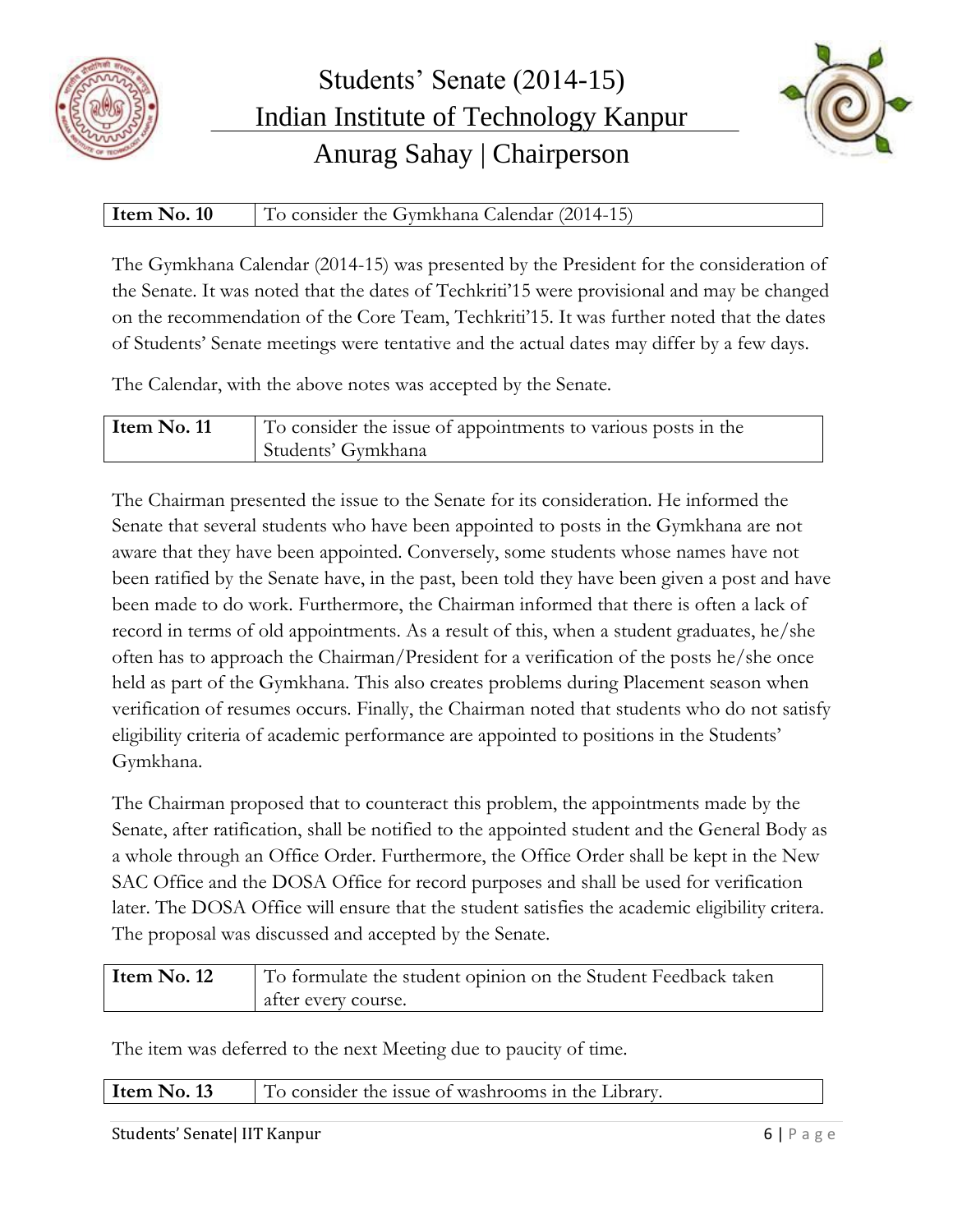| Item No. 10 | To consider the Gymkhana Calendar (2014-15) |
|---|---|

The Gymkhana Calendar (2014-15) was presented by the President for the consideration of the Senate. It was noted that the dates of Techkriti'15 were provisional and may be changed on the recommendation of the Core Team, Techkriti'15. It was further noted that the dates of Students' Senate meetings were tentative and the actual dates may differ by a few days.

The Calendar, with the above notes was accepted by the Senate.

| Item No. 11 | To consider the issue of appointments to various posts in the Students' Gymkhana |
|---|---|

The Chairman presented the issue to the Senate for its consideration. He informed the Senate that several students who have been appointed to posts in the Gymkhana are not aware that they have been appointed. Conversely, some students whose names have not been ratified by the Senate have, in the past, been told they have been given a post and have been made to do work. Furthermore, the Chairman informed that there is often a lack of record in terms of old appointments. As a result of this, when a student graduates, he/she often has to approach the Chairman/President for a verification of the posts he/she once held as part of the Gymkhana. This also creates problems during Placement season when verification of resumes occurs. Finally, the Chairman noted that students who do not satisfy eligibility criteria of academic performance are appointed to positions in the Students' Gymkhana.

The Chairman proposed that to counteract this problem, the appointments made by the Senate, after ratification, shall be notified to the appointed student and the General Body as a whole through an Office Order. Furthermore, the Office Order shall be kept in the New SAC Office and the DOSA Office for record purposes and shall be used for verification later. The DOSA Office will ensure that the student satisfies the academic eligibility critera. The proposal was discussed and accepted by the Senate.

| Item No. 12 | To formulate the student opinion on the Student Feedback taken after every course. |
|---|---|

The item was deferred to the next Meeting due to paucity of time.

| Item No. 13 | To consider the issue of washrooms in the Library. |
|---|---|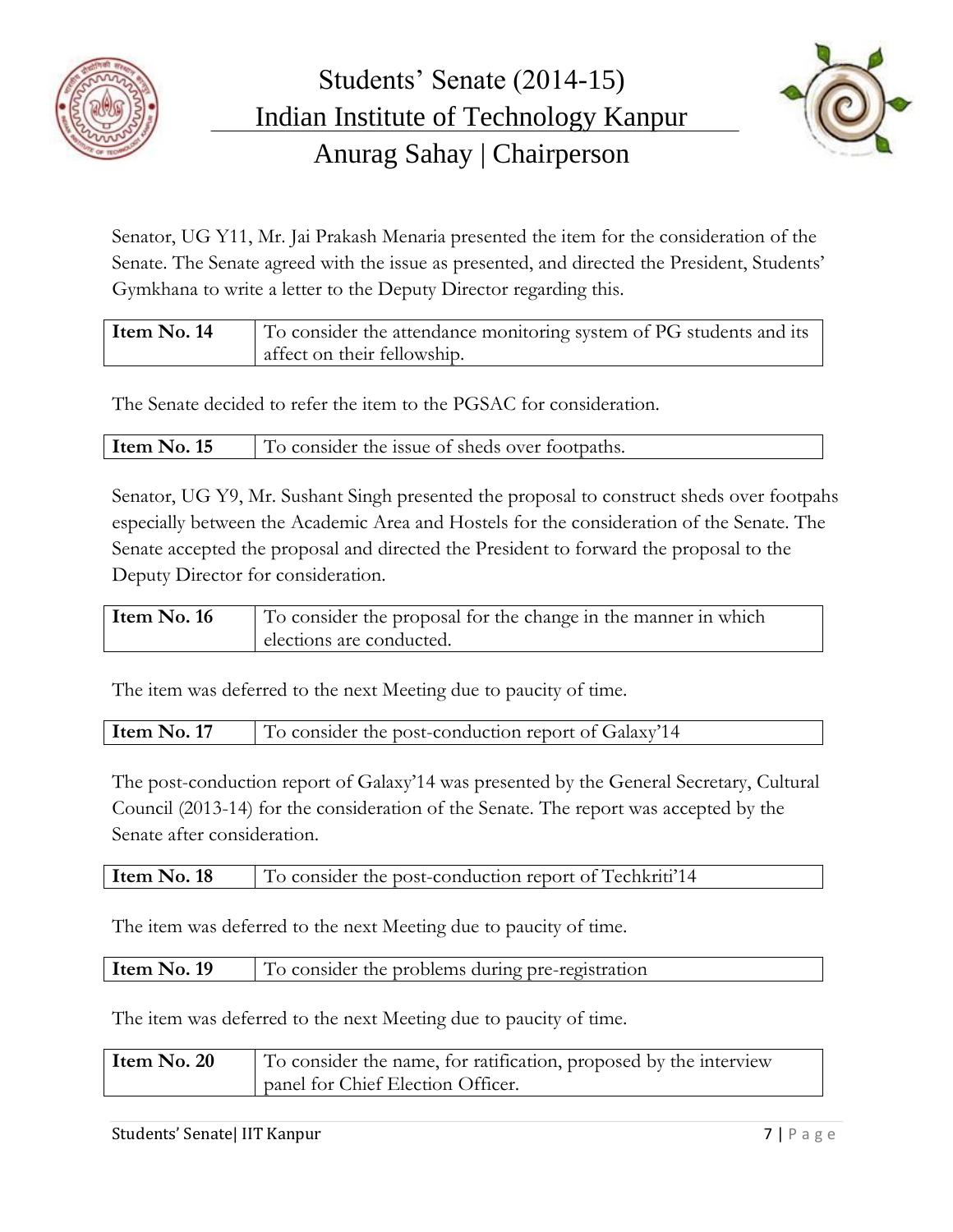Senator, UG Y11, Mr. Jai Prakash Menaria presented the item for the consideration of the Senate. The Senate agreed with the issue as presented, and directed the President, Students' Gymkhana to write a letter to the Deputy Director regarding this.

| **Item No. 14** | To consider the attendance monitoring system of PG students and its affect on their fellowship. |
|---|---|

The Senate decided to refer the item to the PGSAC for consideration.

| **Item No. 15** | To consider the issue of sheds over footpaths. |
|---|---|

Senator, UG Y9, Mr. Sushant Singh presented the proposal to construct sheds over footpahs especially between the Academic Area and Hostels for the consideration of the Senate. The Senate accepted the proposal and directed the President to forward the proposal to the Deputy Director for consideration.

| **Item No. 16** | To consider the proposal for the change in the manner in which elections are conducted. |
|---|---|

The item was deferred to the next Meeting due to paucity of time.

| **Item No. 17** | To consider the post-conduction report of Galaxy'14 |
|---|---|

The post-conduction report of Galaxy'14 was presented by the General Secretary, Cultural Council (2013-14) for the consideration of the Senate. The report was accepted by the Senate after consideration.

| **Item No. 18** | To consider the post-conduction report of Techkriti'14 |
|---|---|

The item was deferred to the next Meeting due to paucity of time.

| **Item No. 19** | To consider the problems during pre-registration |
|---|---|

The item was deferred to the next Meeting due to paucity of time.

| **Item No. 20** | To consider the name, for ratification, proposed by the interview panel for Chief Election Officer. |
|---|---|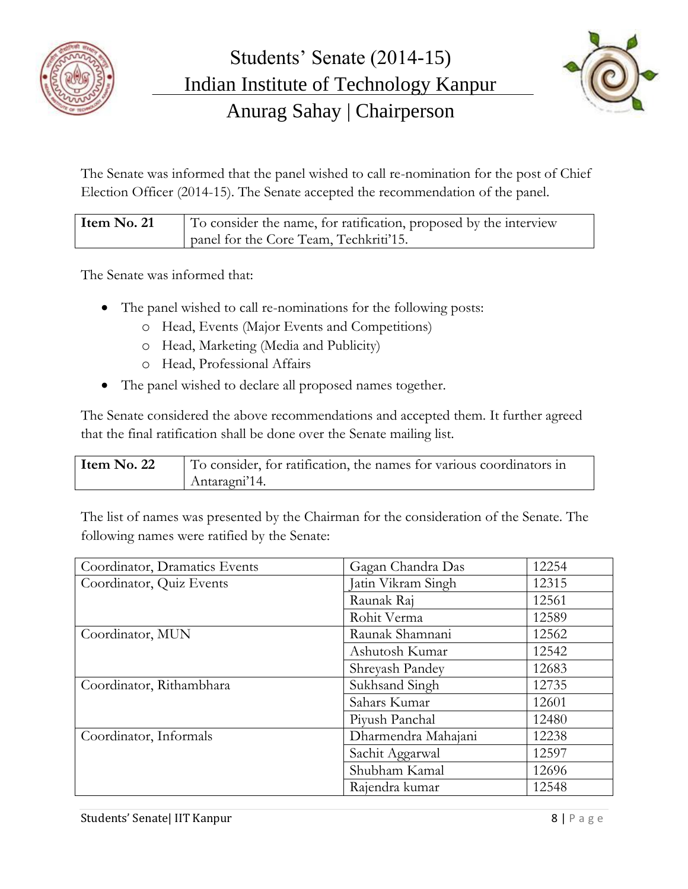The Senate was informed that the panel wished to call re-nomination for the post of Chief Election Officer (2014-15). The Senate accepted the recommendation of the panel.

| **Item No. 21** | To consider the name, for ratification, proposed by the interview panel for the Core Team, Techkriti'15. |
|---|---|

The Senate was informed that:

- The panel wished to call re-nominations for the following posts:
  - Head, Events (Major Events and Competitions)
  - Head, Marketing (Media and Publicity)
  - Head, Professional Affairs
- The panel wished to declare all proposed names together.

The Senate considered the above recommendations and accepted them. It further agreed that the final ratification shall be done over the Senate mailing list.

| **Item No. 22** | To consider, for ratification, the names for various coordinators in Antaragni'14. |
|---|---|

The list of names was presented by the Chairman for the consideration of the Senate. The following names were ratified by the Senate:

| Post | Name | Roll No. |
|---|---|---|
| Coordinator, Dramatics Events | Gagan Chandra Das | 12254 |
| Coordinator, Quiz Events | Jatin Vikram Singh | 12315 |
| | Raunak Raj | 12561 |
| | Rohit Verma | 12589 |
| Coordinator, MUN | Raunak Shamnani | 12562 |
| | Ashutosh Kumar | 12542 |
| | Shreyash Pandey | 12683 |
| Coordinator, Rithambhara | Sukhsand Singh | 12735 |
| | Sahars Kumar | 12601 |
| | Piyush Panchal | 12480 |
| Coordinator, Informals | Dharmendra Mahajani | 12238 |
| | Sachit Aggarwal | 12597 |
| | Shubham Kamal | 12696 |
| | Rajendra kumar | 12548 |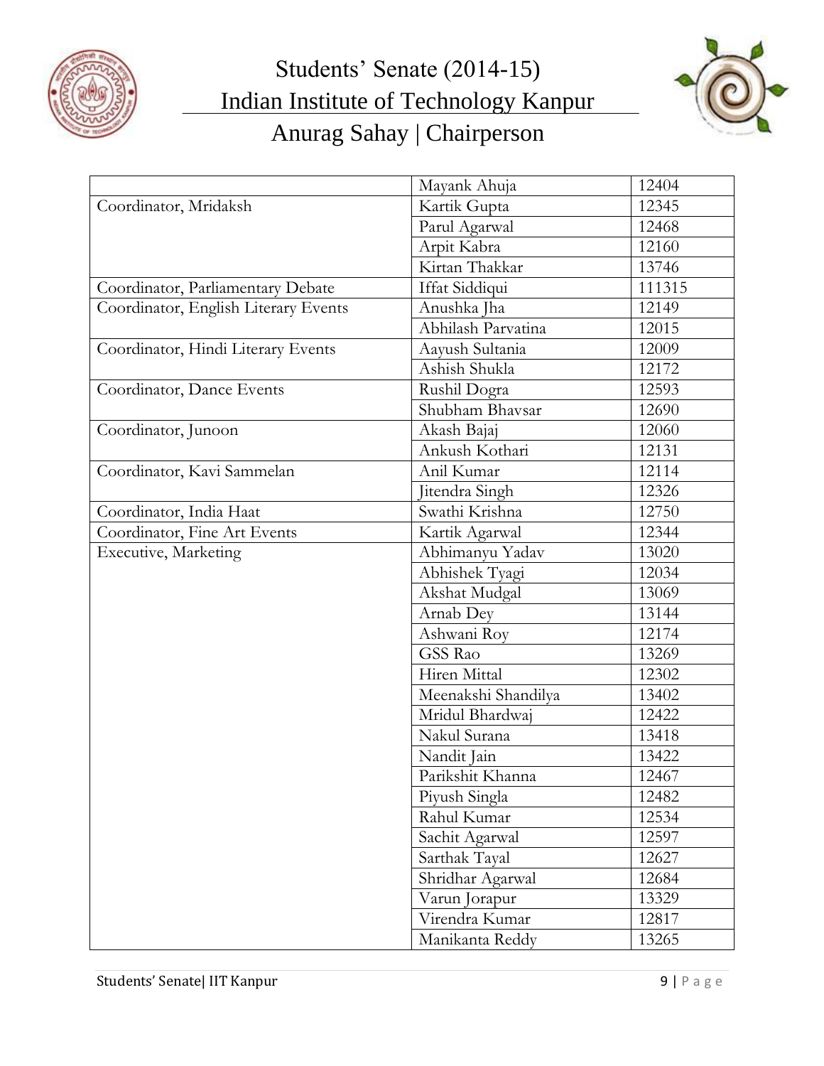| | | |
|---|---|---|
| | Mayank Ahuja | 12404 |
| Coordinator, Mridaksh | Kartik Gupta | 12345 |
| | Parul Agarwal | 12468 |
| | Arpit Kabra | 12160 |
| | Kirtan Thakkar | 13746 |
| Coordinator, Parliamentary Debate | Iffat Siddiqui | 111315 |
| Coordinator, English Literary Events | Anushka Jha | 12149 |
| | Abhilash Parvatina | 12015 |
| Coordinator, Hindi Literary Events | Aayush Sultania | 12009 |
| | Ashish Shukla | 12172 |
| Coordinator, Dance Events | Rushil Dogra | 12593 |
| | Shubham Bhavsar | 12690 |
| Coordinator, Junoon | Akash Bajaj | 12060 |
| | Ankush Kothari | 12131 |
| Coordinator, Kavi Sammelan | Anil Kumar | 12114 |
| | Jitendra Singh | 12326 |
| Coordinator, India Haat | Swathi Krishna | 12750 |
| Coordinator, Fine Art Events | Kartik Agarwal | 12344 |
| Executive, Marketing | Abhimanyu Yadav | 13020 |
| | Abhishek Tyagi | 12034 |
| | Akshat Mudgal | 13069 |
| | Arnab Dey | 13144 |
| | Ashwani Roy | 12174 |
| | GSS Rao | 13269 |
| | Hiren Mittal | 12302 |
| | Meenakshi Shandilya | 13402 |
| | Mridul Bhardwaj | 12422 |
| | Nakul Surana | 13418 |
| | Nandit Jain | 13422 |
| | Parikshit Khanna | 12467 |
| | Piyush Singla | 12482 |
| | Rahul Kumar | 12534 |
| | Sachit Agarwal | 12597 |
| | Sarthak Tayal | 12627 |
| | Shridhar Agarwal | 12684 |
| | Varun Jorapur | 13329 |
| | Virendra Kumar | 12817 |
| | Manikanta Reddy | 13265 |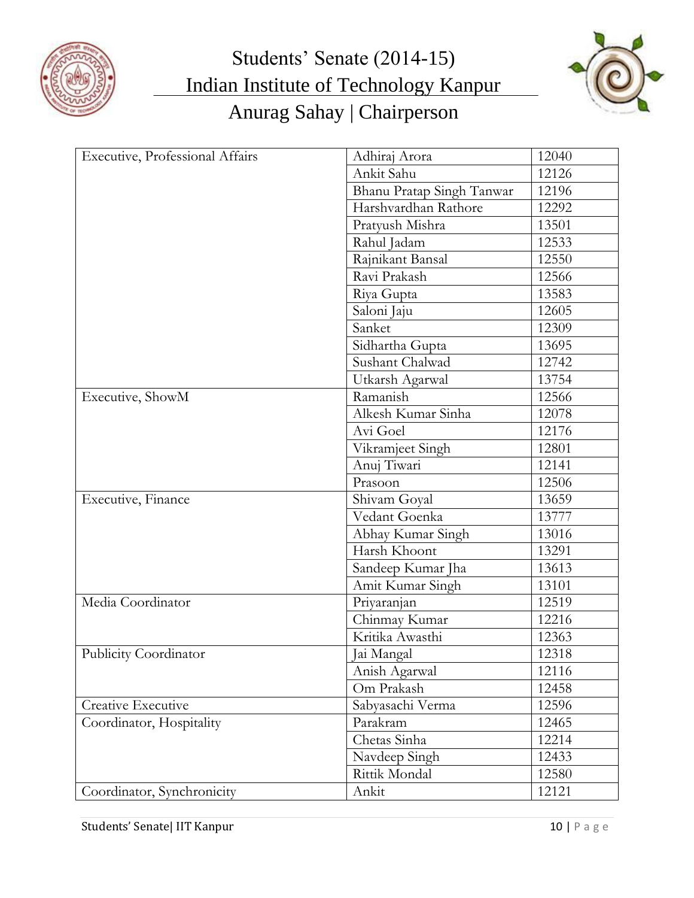| Executive, Professional Affairs | Adhiraj Arora | 12040 |
|---|---|---|
| | Ankit Sahu | 12126 |
| | Bhanu Pratap Singh Tanwar | 12196 |
| | Harshvardhan Rathore | 12292 |
| | Pratyush Mishra | 13501 |
| | Rahul Jadam | 12533 |
| | Rajnikant Bansal | 12550 |
| | Ravi Prakash | 12566 |
| | Riya Gupta | 13583 |
| | Saloni Jaju | 12605 |
| | Sanket | 12309 |
| | Sidhartha Gupta | 13695 |
| | Sushant Chalwad | 12742 |
| | Utkarsh Agarwal | 13754 |
| Executive, ShowM | Ramanish | 12566 |
| | Alkesh Kumar Sinha | 12078 |
| | Avi Goel | 12176 |
| | Vikramjeet Singh | 12801 |
| | Anuj Tiwari | 12141 |
| | Prasoon | 12506 |
| Executive, Finance | Shivam Goyal | 13659 |
| | Vedant Goenka | 13777 |
| | Abhay Kumar Singh | 13016 |
| | Harsh Khoont | 13291 |
| | Sandeep Kumar Jha | 13613 |
| | Amit Kumar Singh | 13101 |
| Media Coordinator | Priyaranjan | 12519 |
| | Chinmay Kumar | 12216 |
| | Kritika Awasthi | 12363 |
| Publicity Coordinator | Jai Mangal | 12318 |
| | Anish Agarwal | 12116 |
| | Om Prakash | 12458 |
| Creative Executive | Sabyasachi Verma | 12596 |
| Coordinator, Hospitality | Parakram | 12465 |
| | Chetas Sinha | 12214 |
| | Navdeep Singh | 12433 |
| | Rittik Mondal | 12580 |
| Coordinator, Synchronicity | Ankit | 12121 |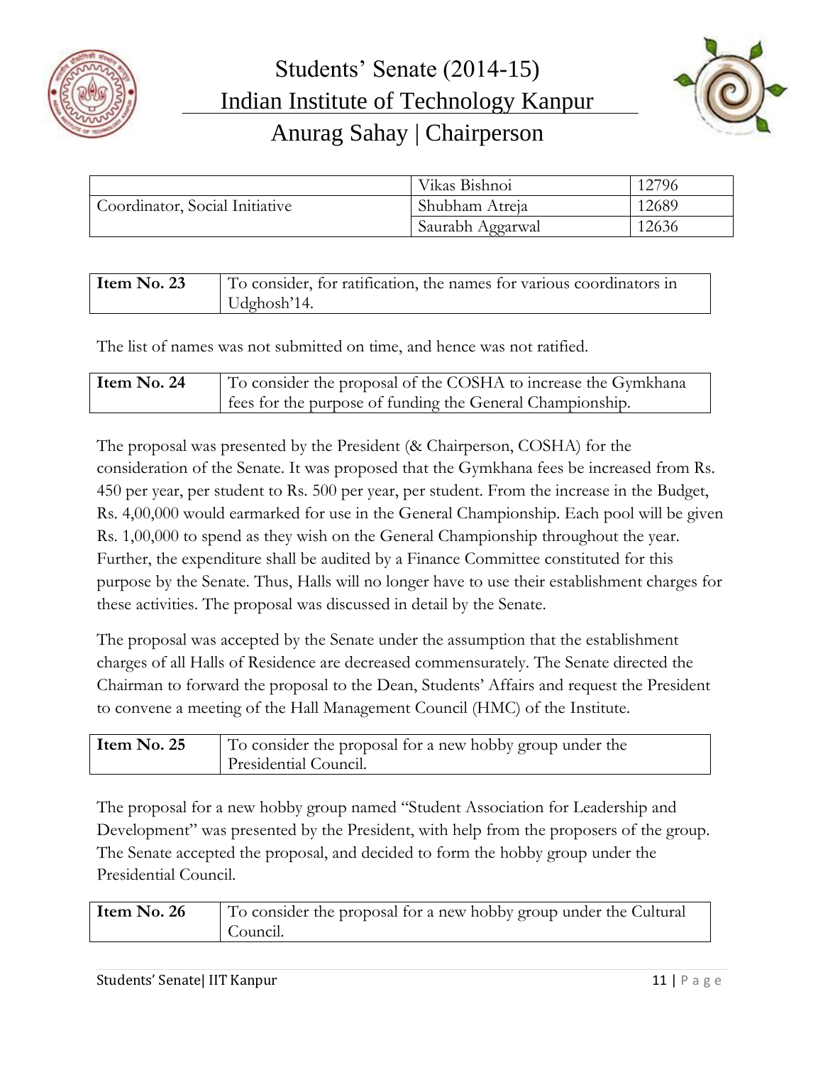| | | |
|---|---|---|
| Coordinator, Social Initiative | Vikas Bishnoi | 12796 |
| | Shubham Atreja | 12689 |
| | Saurabh Aggarwal | 12636 |

| **Item No. 23** | To consider, for ratification, the names for various coordinators in Udghosh'14. |
|---|---|

The list of names was not submitted on time, and hence was not ratified.

| **Item No. 24** | To consider the proposal of the COSHA to increase the Gymkhana fees for the purpose of funding the General Championship. |
|---|---|

The proposal was presented by the President (& Chairperson, COSHA) for the consideration of the Senate. It was proposed that the Gymkhana fees be increased from Rs. 450 per year, per student to Rs. 500 per year, per student. From the increase in the Budget, Rs. 4,00,000 would earmarked for use in the General Championship. Each pool will be given Rs. 1,00,000 to spend as they wish on the General Championship throughout the year. Further, the expenditure shall be audited by a Finance Committee constituted for this purpose by the Senate. Thus, Halls will no longer have to use their establishment charges for these activities. The proposal was discussed in detail by the Senate.

The proposal was accepted by the Senate under the assumption that the establishment charges of all Halls of Residence are decreased commensurately. The Senate directed the Chairman to forward the proposal to the Dean, Students' Affairs and request the President to convene a meeting of the Hall Management Council (HMC) of the Institute.

| **Item No. 25** | To consider the proposal for a new hobby group under the Presidential Council. |
|---|---|

The proposal for a new hobby group named "Student Association for Leadership and Development" was presented by the President, with help from the proposers of the group. The Senate accepted the proposal, and decided to form the hobby group under the Presidential Council.

| **Item No. 26** | To consider the proposal for a new hobby group under the Cultural Council. |
|---|---|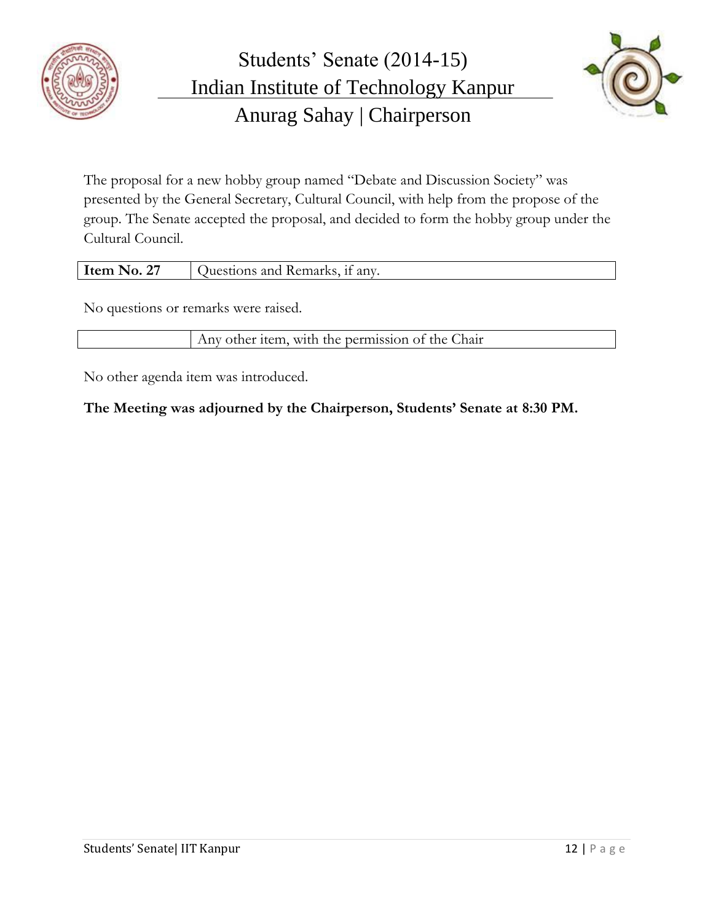The proposal for a new hobby group named "Debate and Discussion Society" was presented by the General Secretary, Cultural Council, with help from the propose of the group. The Senate accepted the proposal, and decided to form the hobby group under the Cultural Council.

| **Item No. 27** | Questions and Remarks, if any. |
|---|---|

No questions or remarks were raised.

| | Any other item, with the permission of the Chair |
|---|---|

No other agenda item was introduced.

**The Meeting was adjourned by the Chairperson, Students' Senate at 8:30 PM.**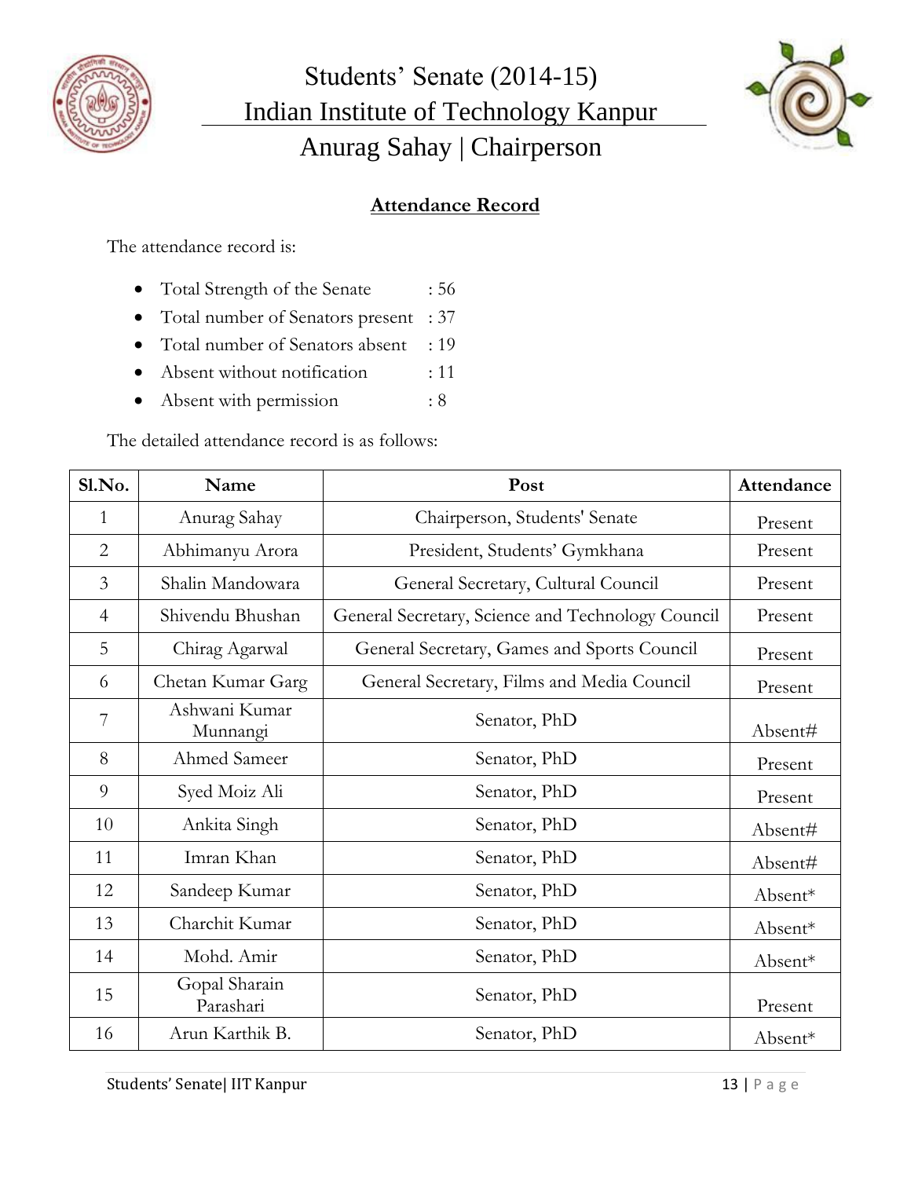Students' Senate (2014-15)
Indian Institute of Technology Kanpur
Anurag Sahay | Chairperson

## Attendance Record

The attendance record is:

- Total Strength of the Senate : 56
- Total number of Senators present : 37
- Total number of Senators absent : 19
- Absent without notification : 11
- Absent with permission : 8

The detailed attendance record is as follows:

| Sl.No. | Name | Post | Attendance |
|---|---|---|---|
| 1 | Anurag Sahay | Chairperson, Students' Senate | Present |
| 2 | Abhimanyu Arora | President, Students' Gymkhana | Present |
| 3 | Shalin Mandowara | General Secretary, Cultural Council | Present |
| 4 | Shivendu Bhushan | General Secretary, Science and Technology Council | Present |
| 5 | Chirag Agarwal | General Secretary, Games and Sports Council | Present |
| 6 | Chetan Kumar Garg | General Secretary, Films and Media Council | Present |
| 7 | Ashwani Kumar Munnangi | Senator, PhD | Absent# |
| 8 | Ahmed Sameer | Senator, PhD | Present |
| 9 | Syed Moiz Ali | Senator, PhD | Present |
| 10 | Ankita Singh | Senator, PhD | Absent# |
| 11 | Imran Khan | Senator, PhD | Absent# |
| 12 | Sandeep Kumar | Senator, PhD | Absent* |
| 13 | Charchit Kumar | Senator, PhD | Absent* |
| 14 | Mohd. Amir | Senator, PhD | Absent* |
| 15 | Gopal Sharain Parashari | Senator, PhD | Present |
| 16 | Arun Karthik B. | Senator, PhD | Absent* |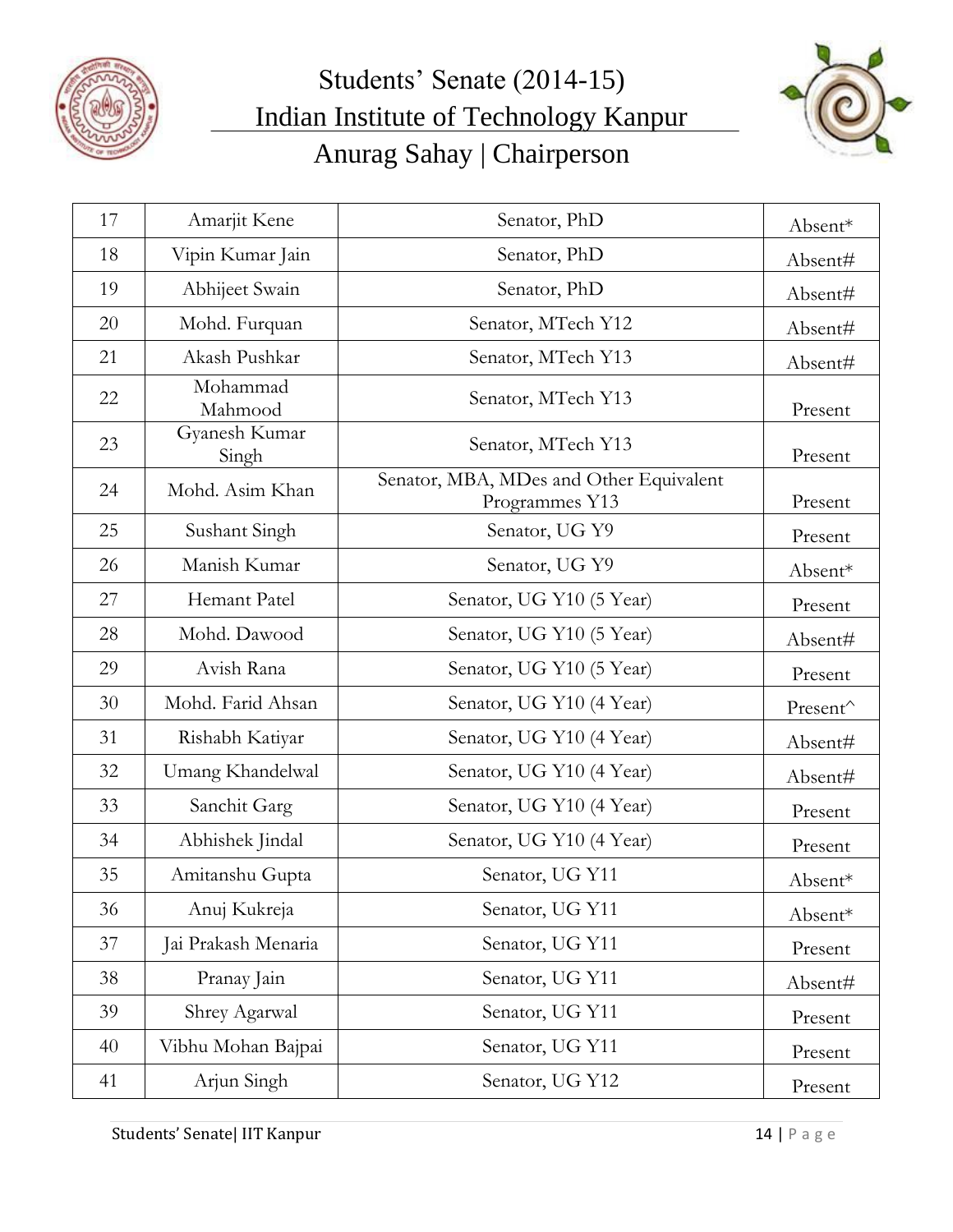# Students' Senate (2014-15)

## Indian Institute of Technology Kanpur

## Anurag Sahay | Chairperson

| 17 | Amarjit Kene | Senator, PhD | Absent* |
|---|---|---|---|
| 18 | Vipin Kumar Jain | Senator, PhD | Absent# |
| 19 | Abhijeet Swain | Senator, PhD | Absent# |
| 20 | Mohd. Furquan | Senator, MTech Y12 | Absent# |
| 21 | Akash Pushkar | Senator, MTech Y13 | Absent# |
| 22 | Mohammad Mahmood | Senator, MTech Y13 | Present |
| 23 | Gyanesh Kumar Singh | Senator, MTech Y13 | Present |
| 24 | Mohd. Asim Khan | Senator, MBA, MDes and Other Equivalent Programmes Y13 | Present |
| 25 | Sushant Singh | Senator, UG Y9 | Present |
| 26 | Manish Kumar | Senator, UG Y9 | Absent* |
| 27 | Hemant Patel | Senator, UG Y10 (5 Year) | Present |
| 28 | Mohd. Dawood | Senator, UG Y10 (5 Year) | Absent# |
| 29 | Avish Rana | Senator, UG Y10 (5 Year) | Present |
| 30 | Mohd. Farid Ahsan | Senator, UG Y10 (4 Year) | Present^ |
| 31 | Rishabh Katiyar | Senator, UG Y10 (4 Year) | Absent# |
| 32 | Umang Khandelwal | Senator, UG Y10 (4 Year) | Absent# |
| 33 | Sanchit Garg | Senator, UG Y10 (4 Year) | Present |
| 34 | Abhishek Jindal | Senator, UG Y10 (4 Year) | Present |
| 35 | Amitanshu Gupta | Senator, UG Y11 | Absent* |
| 36 | Anuj Kukreja | Senator, UG Y11 | Absent* |
| 37 | Jai Prakash Menaria | Senator, UG Y11 | Present |
| 38 | Pranay Jain | Senator, UG Y11 | Absent# |
| 39 | Shrey Agarwal | Senator, UG Y11 | Present |
| 40 | Vibhu Mohan Bajpai | Senator, UG Y11 | Present |
| 41 | Arjun Singh | Senator, UG Y12 | Present |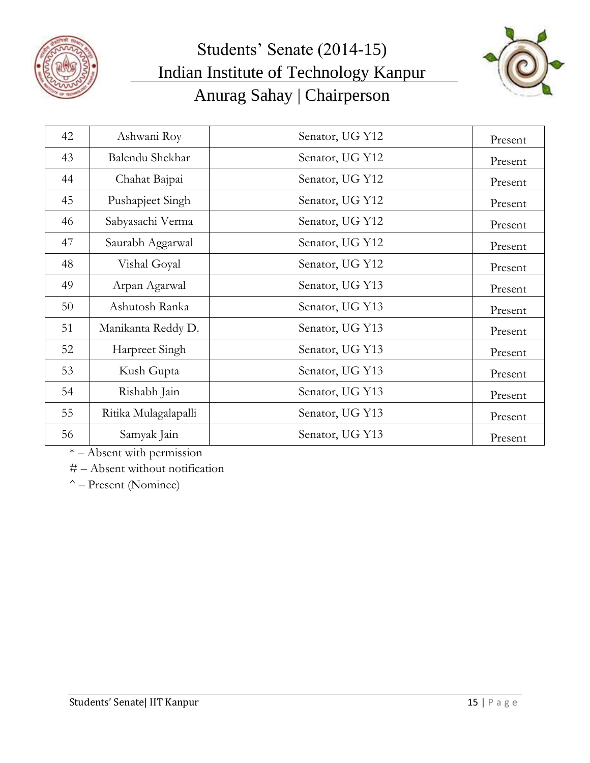| | | | |
|---|---|---|---|
| 42 | Ashwani Roy | Senator, UG Y12 | Present |
| 43 | Balendu Shekhar | Senator, UG Y12 | Present |
| 44 | Chahat Bajpai | Senator, UG Y12 | Present |
| 45 | Pushapjeet Singh | Senator, UG Y12 | Present |
| 46 | Sabyasachi Verma | Senator, UG Y12 | Present |
| 47 | Saurabh Aggarwal | Senator, UG Y12 | Present |
| 48 | Vishal Goyal | Senator, UG Y12 | Present |
| 49 | Arpan Agarwal | Senator, UG Y13 | Present |
| 50 | Ashutosh Ranka | Senator, UG Y13 | Present |
| 51 | Manikanta Reddy D. | Senator, UG Y13 | Present |
| 52 | Harpreet Singh | Senator, UG Y13 | Present |
| 53 | Kush Gupta | Senator, UG Y13 | Present |
| 54 | Rishabh Jain | Senator, UG Y13 | Present |
| 55 | Ritika Mulagalapalli | Senator, UG Y13 | Present |
| 56 | Samyak Jain | Senator, UG Y13 | Present |

* – Absent with permission

# – Absent without notification

^ – Present (Nominee)